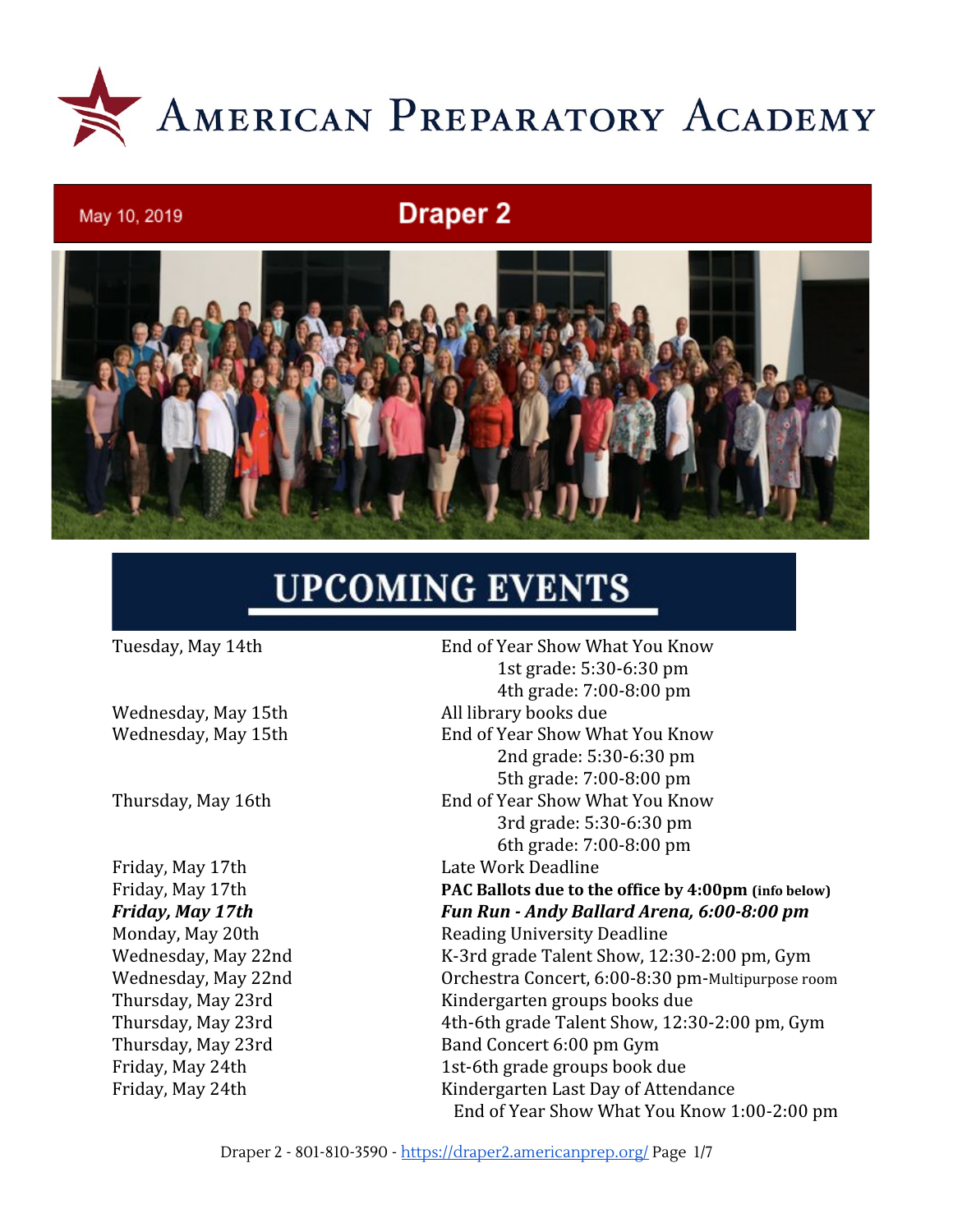# American Preparatory Academy

May 10, 2019

## Draper 2

## UPCOMING EVENTS

| | |
|---|---|
| Tuesday, May 14th | End of Year Show What You Know<br>1st grade: 5:30-6:30 pm<br>4th grade: 7:00-8:00 pm |
| Wednesday, May 15th | All library books due |
| Wednesday, May 15th | End of Year Show What You Know<br>2nd grade: 5:30-6:30 pm<br>5th grade: 7:00-8:00 pm |
| Thursday, May 16th | End of Year Show What You Know<br>3rd grade: 5:30-6:30 pm<br>6th grade: 7:00-8:00 pm |
| Friday, May 17th | Late Work Deadline |
| Friday, May 17th | **PAC Ballots due to the office by 4:00pm (info below)** |
| ***Friday, May 17th*** | ***Fun Run - Andy Ballard Arena, 6:00-8:00 pm*** |
| Monday, May 20th | Reading University Deadline |
| Wednesday, May 22nd | K-3rd grade Talent Show, 12:30-2:00 pm, Gym |
| Wednesday, May 22nd | Orchestra Concert, 6:00-8:30 pm-Multipurpose room |
| Thursday, May 23rd | Kindergarten groups books due |
| Thursday, May 23rd | 4th-6th grade Talent Show, 12:30-2:00 pm, Gym |
| Thursday, May 23rd | Band Concert 6:00 pm Gym |
| Friday, May 24th | 1st-6th grade groups book due |
| Friday, May 24th | Kindergarten Last Day of Attendance<br>End of Year Show What You Know 1:00-2:00 pm |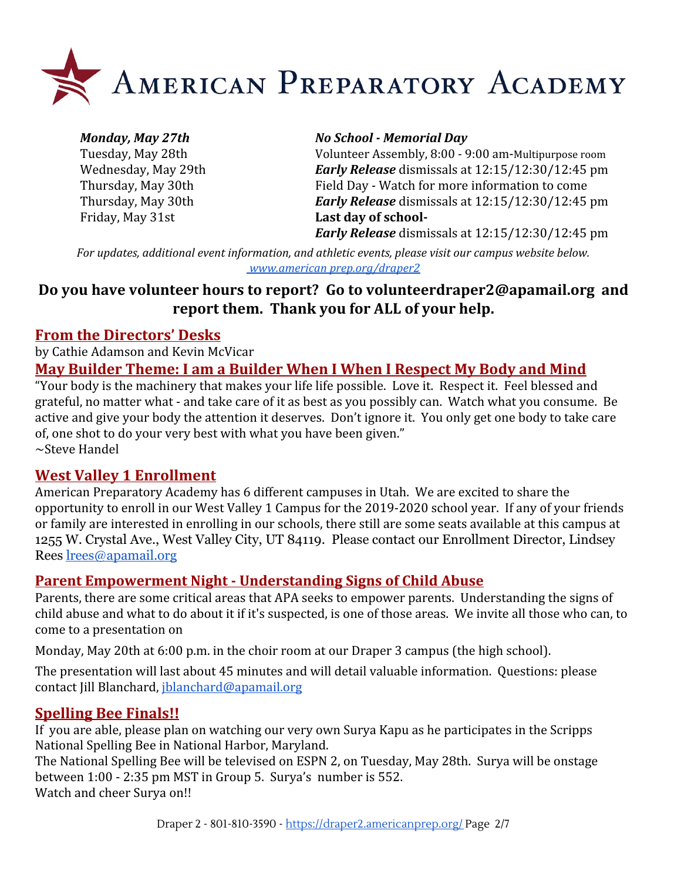# AMERICAN PREPARATORY ACADEMY

| | |
|---|---|
| ***Monday, May 27th*** | ***No School - Memorial Day*** |
| Tuesday, May 28th | Volunteer Assembly, 8:00 - 9:00 am-Multipurpose room |
| Wednesday, May 29th | ***Early Release*** dismissals at 12:15/12:30/12:45 pm |
| Thursday, May 30th | Field Day - Watch for more information to come |
| Thursday, May 30th | ***Early Release*** dismissals at 12:15/12:30/12:45 pm |
| Friday, May 31st | **Last day of school-** ***Early Release*** dismissals at 12:15/12:30/12:45 pm |

*For updates, additional event information, and athletic events, please visit our campus website below.*
[www.american prep.org/draper2](www.american prep.org/draper2)

**Do you have volunteer hours to report? Go to volunteerdraper2@apamail.org and report them. Thank you for ALL of your help.**

## From the Directors' Desks

by Cathie Adamson and Kevin McVicar

## May Builder Theme: I am a Builder When I When I Respect My Body and Mind

"Your body is the machinery that makes your life life possible. Love it. Respect it. Feel blessed and grateful, no matter what - and take care of it as best as you possibly can. Watch what you consume. Be active and give your body the attention it deserves. Don't ignore it. You only get one body to take care of, one shot to do your very best with what you have been given."
~Steve Handel

## West Valley 1 Enrollment

American Preparatory Academy has 6 different campuses in Utah. We are excited to share the opportunity to enroll in our West Valley 1 Campus for the 2019-2020 school year. If any of your friends or family are interested in enrolling in our schools, there still are some seats available at this campus at 1255 W. Crystal Ave., West Valley City, UT 84119. Please contact our Enrollment Director, Lindsey Rees lrees@apamail.org

## Parent Empowerment Night - Understanding Signs of Child Abuse

Parents, there are some critical areas that APA seeks to empower parents. Understanding the signs of child abuse and what to do about it if it's suspected, is one of those areas. We invite all those who can, to come to a presentation on

Monday, May 20th at 6:00 p.m. in the choir room at our Draper 3 campus (the high school).

The presentation will last about 45 minutes and will detail valuable information. Questions: please contact Jill Blanchard, jblanchard@apamail.org

## Spelling Bee Finals!!

If you are able, please plan on watching our very own Surya Kapu as he participates in the Scripps National Spelling Bee in National Harbor, Maryland.
The National Spelling Bee will be televised on ESPN 2, on Tuesday, May 28th. Surya will be onstage between 1:00 - 2:35 pm MST in Group 5. Surya's number is 552.
Watch and cheer Surya on!!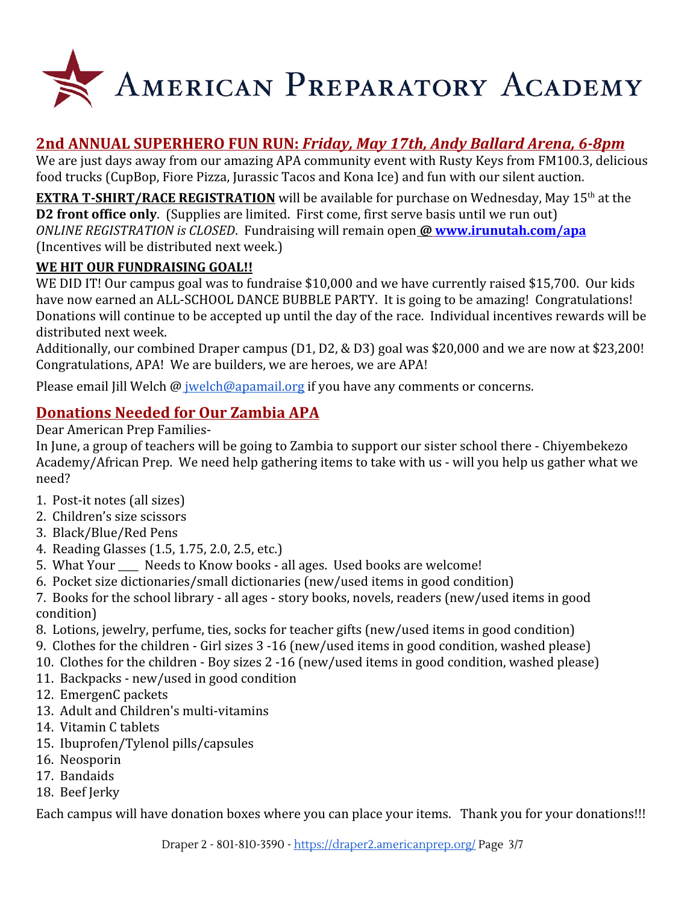# American Preparatory Academy

## 2nd ANNUAL SUPERHERO FUN RUN: *Friday, May 17th, Andy Ballard Arena, 6-8pm*

We are just days away from our amazing APA community event with Rusty Keys from FM100.3, delicious food trucks (CupBop, Fiore Pizza, Jurassic Tacos and Kona Ice) and fun with our silent auction.

**EXTRA T-SHIRT/RACE REGISTRATION** will be available for purchase on Wednesday, May 15th at the **D2 front office only**. (Supplies are limited. First come, first serve basis until we run out) *ONLINE REGISTRATION is CLOSED*. Fundraising will remain open **@ www.irunutah.com/apa** (Incentives will be distributed next week.)

**WE HIT OUR FUNDRAISING GOAL!!**

WE DID IT! Our campus goal was to fundraise $10,000 and we have currently raised $15,700. Our kids have now earned an ALL-SCHOOL DANCE BUBBLE PARTY. It is going to be amazing! Congratulations! Donations will continue to be accepted up until the day of the race. Individual incentives rewards will be distributed next week.

Additionally, our combined Draper campus (D1, D2, & D3) goal was $20,000 and we are now at $23,200! Congratulations, APA! We are builders, we are heroes, we are APA!

Please email Jill Welch @ jwelch@apamail.org if you have any comments or concerns.

## Donations Needed for Our Zambia APA

Dear American Prep Families-

In June, a group of teachers will be going to Zambia to support our sister school there - Chiyembekezo Academy/African Prep. We need help gathering items to take with us - will you help us gather what we need?

1. Post-it notes (all sizes)
2. Children's size scissors
3. Black/Blue/Red Pens
4. Reading Glasses (1.5, 1.75, 2.0, 2.5, etc.)
5. What Your ____ Needs to Know books - all ages. Used books are welcome!
6. Pocket size dictionaries/small dictionaries (new/used items in good condition)
7. Books for the school library - all ages - story books, novels, readers (new/used items in good condition)
8. Lotions, jewelry, perfume, ties, socks for teacher gifts (new/used items in good condition)
9. Clothes for the children - Girl sizes 3 -16 (new/used items in good condition, washed please)
10. Clothes for the children - Boy sizes 2 -16 (new/used items in good condition, washed please)
11. Backpacks - new/used in good condition
12. EmergenC packets
13. Adult and Children's multi-vitamins
14. Vitamin C tablets
15. Ibuprofen/Tylenol pills/capsules
16. Neosporin
17. Bandaids
18. Beef Jerky

Each campus will have donation boxes where you can place your items. Thank you for your donations!!!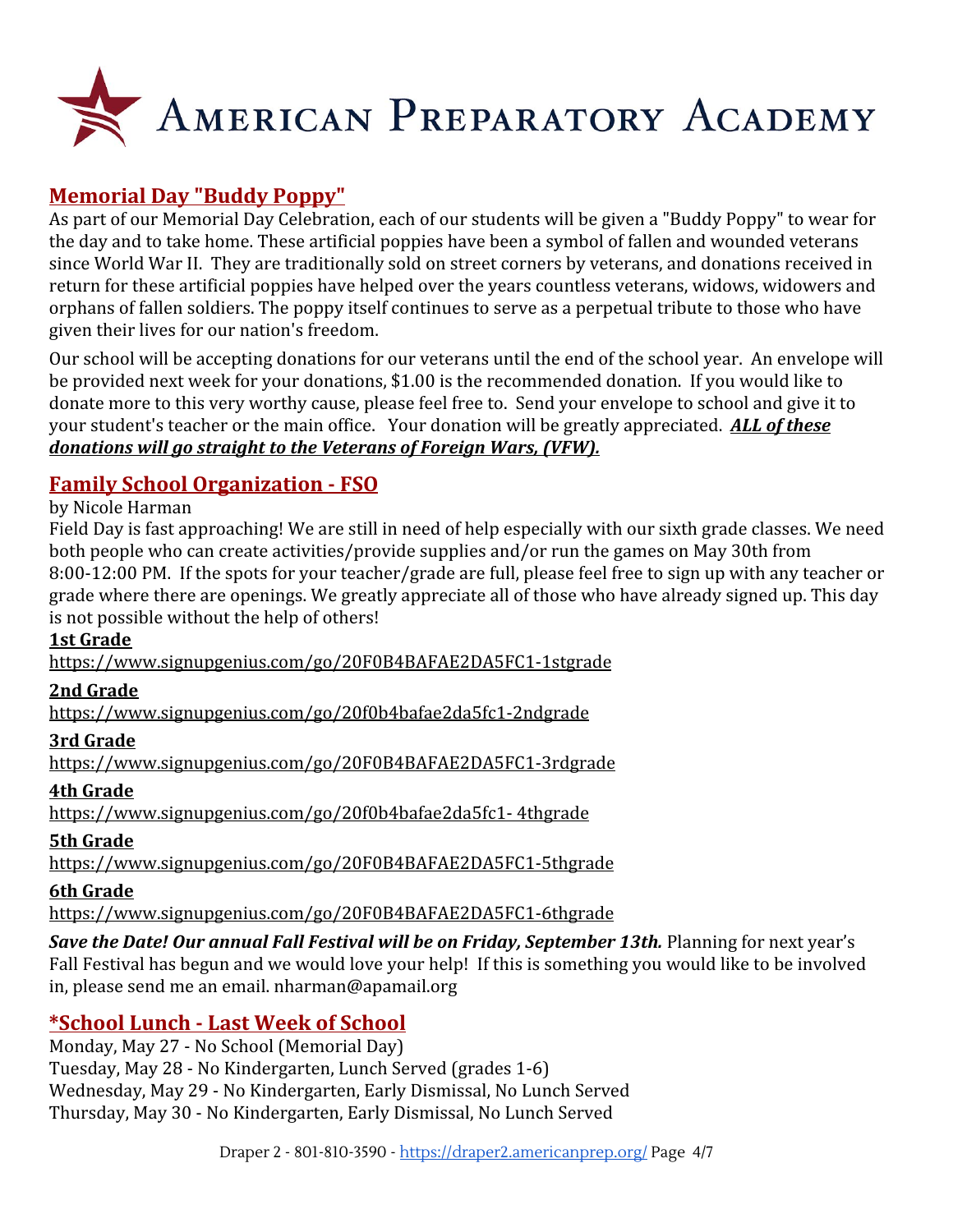# American Preparatory Academy

## Memorial Day "Buddy Poppy"

As part of our Memorial Day Celebration, each of our students will be given a "Buddy Poppy" to wear for the day and to take home. These artificial poppies have been a symbol of fallen and wounded veterans since World War II. They are traditionally sold on street corners by veterans, and donations received in return for these artificial poppies have helped over the years countless veterans, widows, widowers and orphans of fallen soldiers. The poppy itself continues to serve as a perpetual tribute to those who have given their lives for our nation's freedom.

Our school will be accepting donations for our veterans until the end of the school year. An envelope will be provided next week for your donations, $1.00 is the recommended donation. If you would like to donate more to this very worthy cause, please feel free to. Send your envelope to school and give it to your student's teacher or the main office. Your donation will be greatly appreciated. ***ALL of these donations will go straight to the Veterans of Foreign Wars, (VFW).***

## Family School Organization - FSO

by Nicole Harman

Field Day is fast approaching! We are still in need of help especially with our sixth grade classes. We need both people who can create activities/provide supplies and/or run the games on May 30th from 8:00-12:00 PM. If the spots for your teacher/grade are full, please feel free to sign up with any teacher or grade where there are openings. We greatly appreciate all of those who have already signed up. This day is not possible without the help of others!

**1st Grade**
https://www.signupgenius.com/go/20F0B4BAFAE2DA5FC1-1stgrade

**2nd Grade**
https://www.signupgenius.com/go/20f0b4bafae2da5fc1-2ndgrade

**3rd Grade**
https://www.signupgenius.com/go/20F0B4BAFAE2DA5FC1-3rdgrade

**4th Grade**
https://www.signupgenius.com/go/20f0b4bafae2da5fc1- 4thgrade

**5th Grade**
https://www.signupgenius.com/go/20F0B4BAFAE2DA5FC1-5thgrade

**6th Grade**
https://www.signupgenius.com/go/20F0B4BAFAE2DA5FC1-6thgrade

***Save the Date! Our annual Fall Festival will be on Friday, September 13th.*** Planning for next year's Fall Festival has begun and we would love your help! If this is something you would like to be involved in, please send me an email. nharman@apamail.org

## *School Lunch - Last Week of School

Monday, May 27 - No School (Memorial Day)
Tuesday, May 28 - No Kindergarten, Lunch Served (grades 1-6)
Wednesday, May 29 - No Kindergarten, Early Dismissal, No Lunch Served
Thursday, May 30 - No Kindergarten, Early Dismissal, No Lunch Served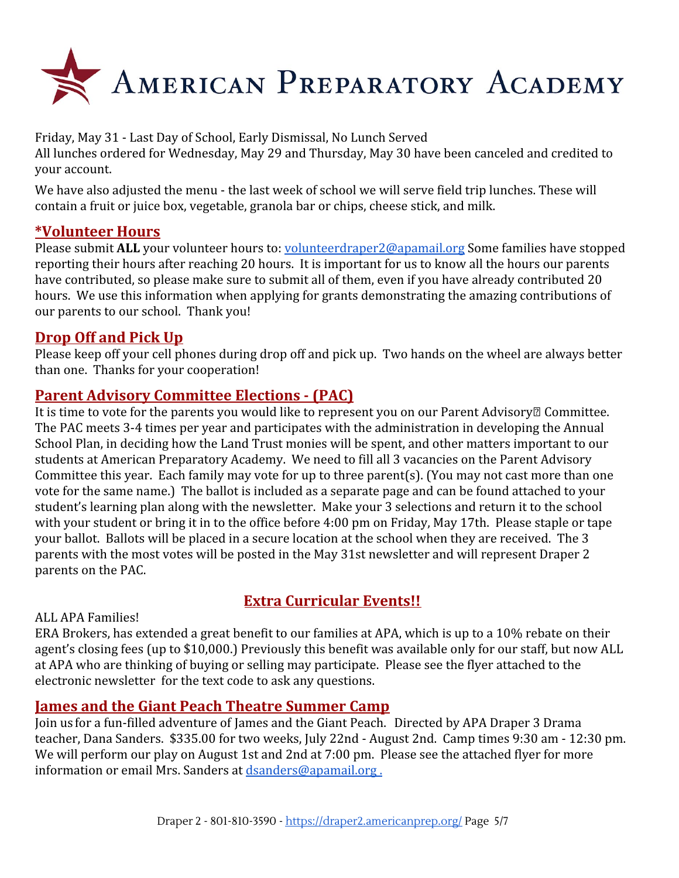# American Preparatory Academy

Friday, May 31 - Last Day of School, Early Dismissal, No Lunch Served
All lunches ordered for Wednesday, May 29 and Thursday, May 30 have been canceled and credited to your account.

We have also adjusted the menu - the last week of school we will serve field trip lunches. These will contain a fruit or juice box, vegetable, granola bar or chips, cheese stick, and milk.

## *Volunteer Hours

Please submit **ALL** your volunteer hours to: volunteerdraper2@apamail.org Some families have stopped reporting their hours after reaching 20 hours. It is important for us to know all the hours our parents have contributed, so please make sure to submit all of them, even if you have already contributed 20 hours. We use this information when applying for grants demonstrating the amazing contributions of our parents to our school. Thank you!

## Drop Off and Pick Up

Please keep off your cell phones during drop off and pick up. Two hands on the wheel are always better than one. Thanks for your cooperation!

## Parent Advisory Committee Elections - (PAC)

It is time to vote for the parents you would like to represent you on our Parent Advisory Committee. The PAC meets 3-4 times per year and participates with the administration in developing the Annual School Plan, in deciding how the Land Trust monies will be spent, and other matters important to our students at American Preparatory Academy. We need to fill all 3 vacancies on the Parent Advisory Committee this year. Each family may vote for up to three parent(s). (You may not cast more than one vote for the same name.) The ballot is included as a separate page and can be found attached to your student's learning plan along with the newsletter. Make your 3 selections and return it to the school with your student or bring it in to the office before 4:00 pm on Friday, May 17th. Please staple or tape your ballot. Ballots will be placed in a secure location at the school when they are received. The 3 parents with the most votes will be posted in the May 31st newsletter and will represent Draper 2 parents on the PAC.

## Extra Curricular Events!!

ALL APA Families!
ERA Brokers, has extended a great benefit to our families at APA, which is up to a 10% rebate on their agent's closing fees (up to $10,000.) Previously this benefit was available only for our staff, but now ALL at APA who are thinking of buying or selling may participate. Please see the flyer attached to the electronic newsletter for the text code to ask any questions.

## James and the Giant Peach Theatre Summer Camp

Join us for a fun-filled adventure of James and the Giant Peach. Directed by APA Draper 3 Drama teacher, Dana Sanders. $335.00 for two weeks, July 22nd - August 2nd. Camp times 9:30 am - 12:30 pm. We will perform our play on August 1st and 2nd at 7:00 pm. Please see the attached flyer for more information or email Mrs. Sanders at dsanders@apamail.org .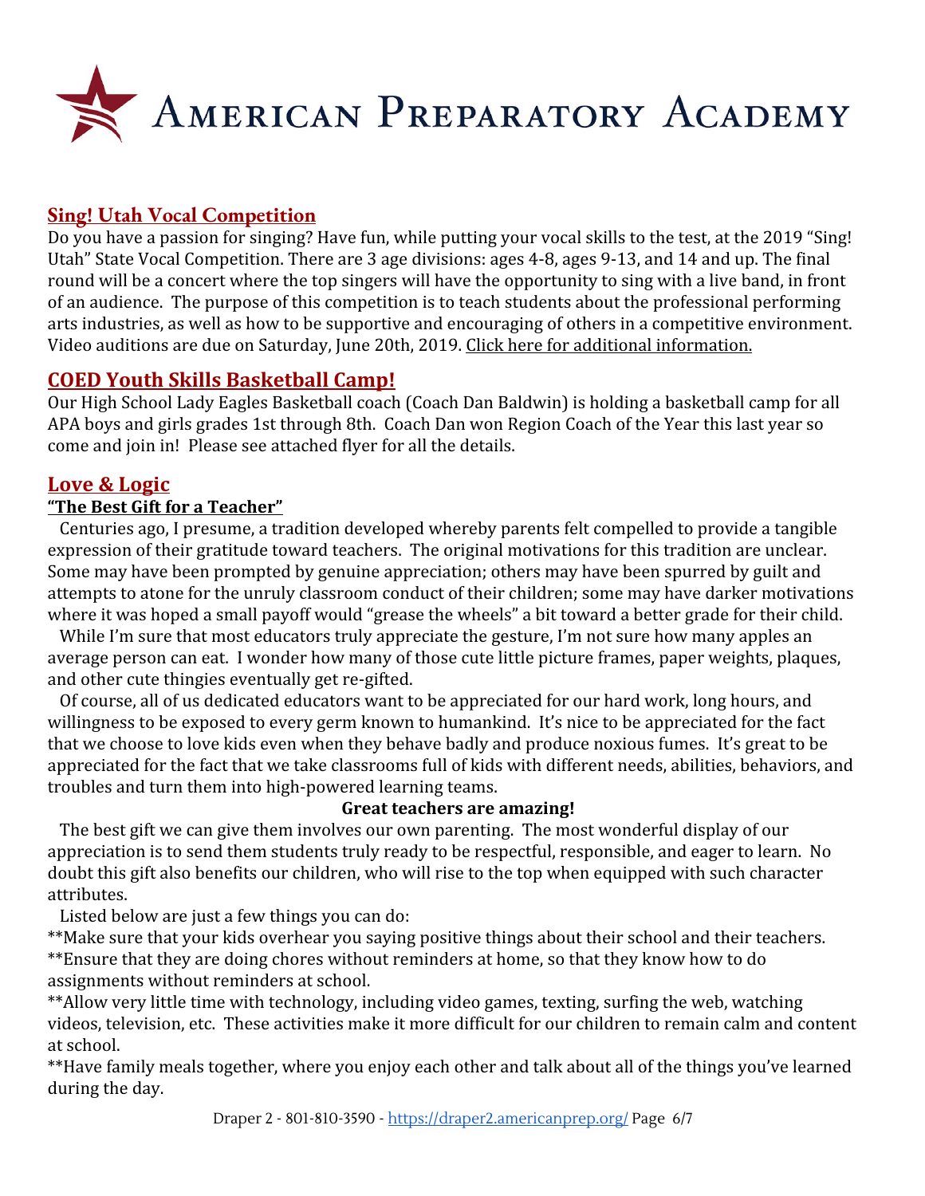# American Preparatory Academy

## Sing! Utah Vocal Competition

Do you have a passion for singing? Have fun, while putting your vocal skills to the test, at the 2019 "Sing! Utah" State Vocal Competition. There are 3 age divisions: ages 4-8, ages 9-13, and 14 and up. The final round will be a concert where the top singers will have the opportunity to sing with a live band, in front of an audience. The purpose of this competition is to teach students about the professional performing arts industries, as well as how to be supportive and encouraging of others in a competitive environment. Video auditions are due on Saturday, June 20th, 2019. Click here for additional information.

## COED Youth Skills Basketball Camp!

Our High School Lady Eagles Basketball coach (Coach Dan Baldwin) is holding a basketball camp for all APA boys and girls grades 1st through 8th. Coach Dan won Region Coach of the Year this last year so come and join in! Please see attached flyer for all the details.

## Love & Logic

### "The Best Gift for a Teacher"

Centuries ago, I presume, a tradition developed whereby parents felt compelled to provide a tangible expression of their gratitude toward teachers. The original motivations for this tradition are unclear. Some may have been prompted by genuine appreciation; others may have been spurred by guilt and attempts to atone for the unruly classroom conduct of their children; some may have darker motivations where it was hoped a small payoff would "grease the wheels" a bit toward a better grade for their child.

While I'm sure that most educators truly appreciate the gesture, I'm not sure how many apples an average person can eat. I wonder how many of those cute little picture frames, paper weights, plaques, and other cute thingies eventually get re-gifted.

Of course, all of us dedicated educators want to be appreciated for our hard work, long hours, and willingness to be exposed to every germ known to humankind. It's nice to be appreciated for the fact that we choose to love kids even when they behave badly and produce noxious fumes. It's great to be appreciated for the fact that we take classrooms full of kids with different needs, abilities, behaviors, and troubles and turn them into high-powered learning teams.

**Great teachers are amazing!**

The best gift we can give them involves our own parenting. The most wonderful display of our appreciation is to send them students truly ready to be respectful, responsible, and eager to learn. No doubt this gift also benefits our children, who will rise to the top when equipped with such character attributes.

Listed below are just a few things you can do:

**Make sure that your kids overhear you saying positive things about their school and their teachers.

**Ensure that they are doing chores without reminders at home, so that they know how to do assignments without reminders at school.

**Allow very little time with technology, including video games, texting, surfing the web, watching videos, television, etc. These activities make it more difficult for our children to remain calm and content at school.

**Have family meals together, where you enjoy each other and talk about all of the things you've learned during the day.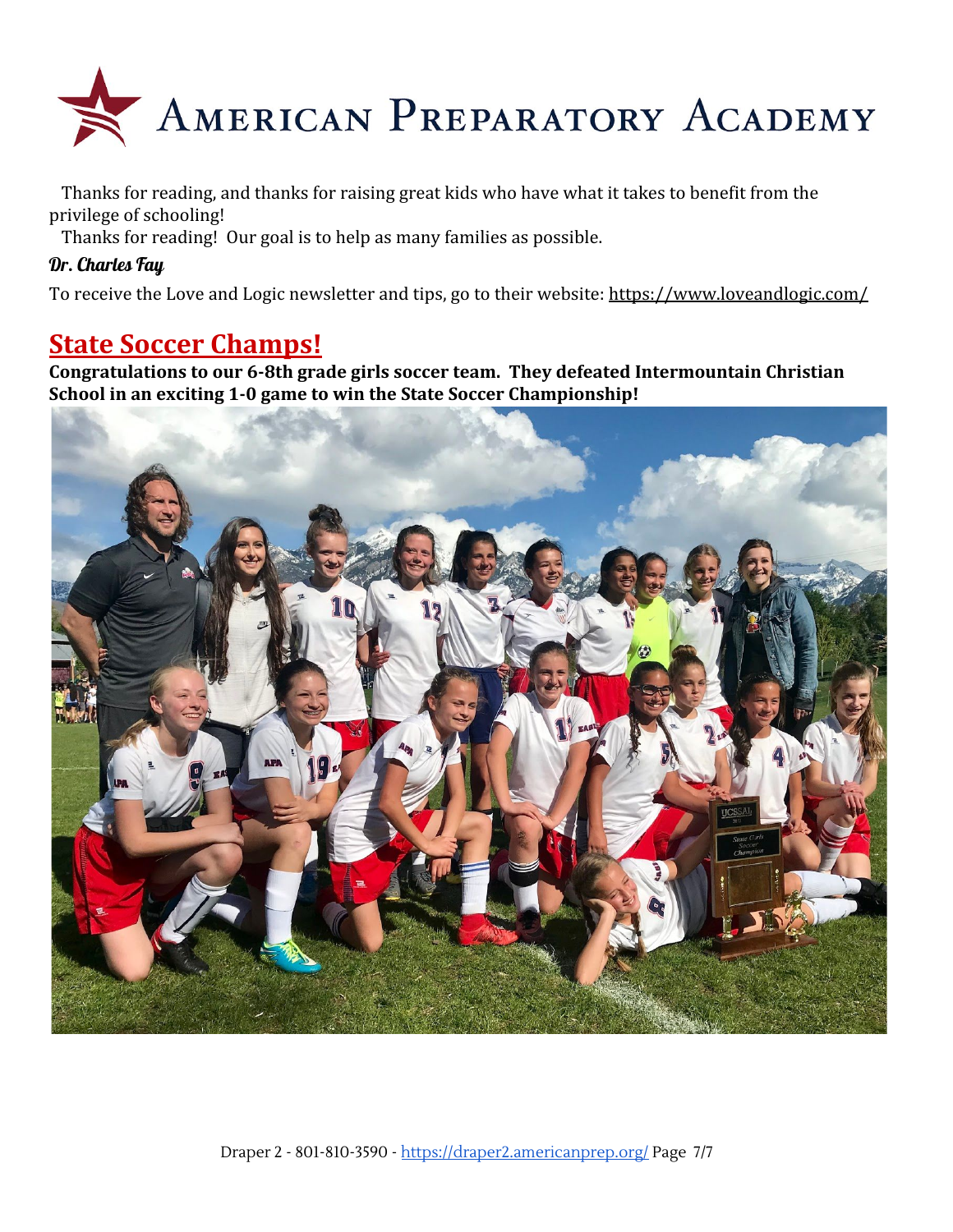Thanks for reading, and thanks for raising great kids who have what it takes to benefit from the privilege of schooling!

Thanks for reading! Our goal is to help as many families as possible.

***Dr. Charles Fay***

To receive the Love and Logic newsletter and tips, go to their website: https://www.loveandlogic.com/

## State Soccer Champs!

**Congratulations to our 6-8th grade girls soccer team. They defeated Intermountain Christian School in an exciting 1-0 game to win the State Soccer Championship!**